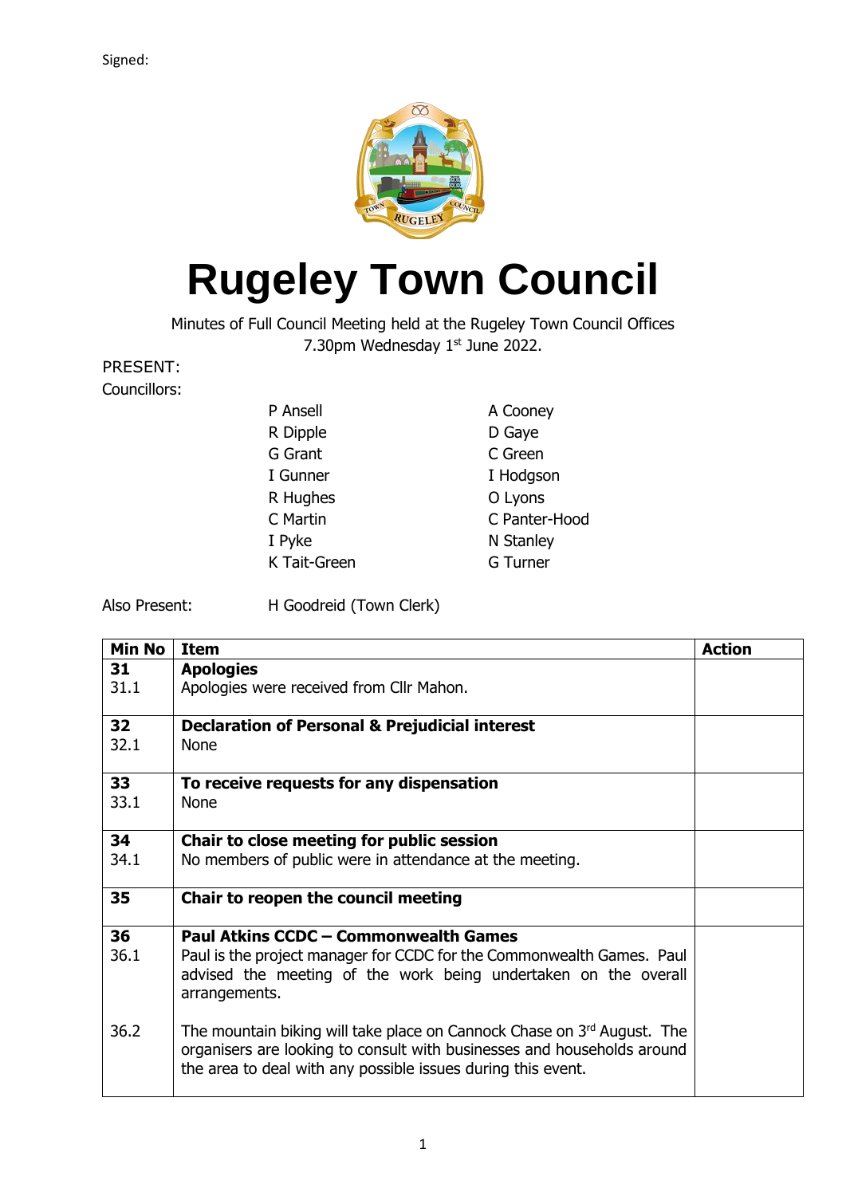Signed:

# Rugeley Town Council

Minutes of Full Council Meeting held at the Rugeley Town Council Offices
7.30pm Wednesday 1st June 2022.

PRESENT:

Councillors:

| | |
|---|---|
| P Ansell | A Cooney |
| R Dipple | D Gaye |
| G Grant | C Green |
| I Gunner | I Hodgson |
| R Hughes | O Lyons |
| C Martin | C Panter-Hood |
| I Pyke | N Stanley |
| K Tait-Green | G Turner |

Also Present: H Goodreid (Town Clerk)

| Min No | Item | Action |
|---|---|---|
| **31** | **Apologies** | |
| 31.1 | Apologies were received from Cllr Mahon. | |
| **32** | **Declaration of Personal & Prejudicial interest** | |
| 32.1 | None | |
| **33** | **To receive requests for any dispensation** | |
| 33.1 | None | |
| **34** | **Chair to close meeting for public session** | |
| 34.1 | No members of public were in attendance at the meeting. | |
| **35** | **Chair to reopen the council meeting** | |
| **36** | **Paul Atkins CCDC – Commonwealth Games** | |
| 36.1 | Paul is the project manager for CCDC for the Commonwealth Games. Paul advised the meeting of the work being undertaken on the overall arrangements. | |
| 36.2 | The mountain biking will take place on Cannock Chase on 3rd August. The organisers are looking to consult with businesses and households around the area to deal with any possible issues during this event. | |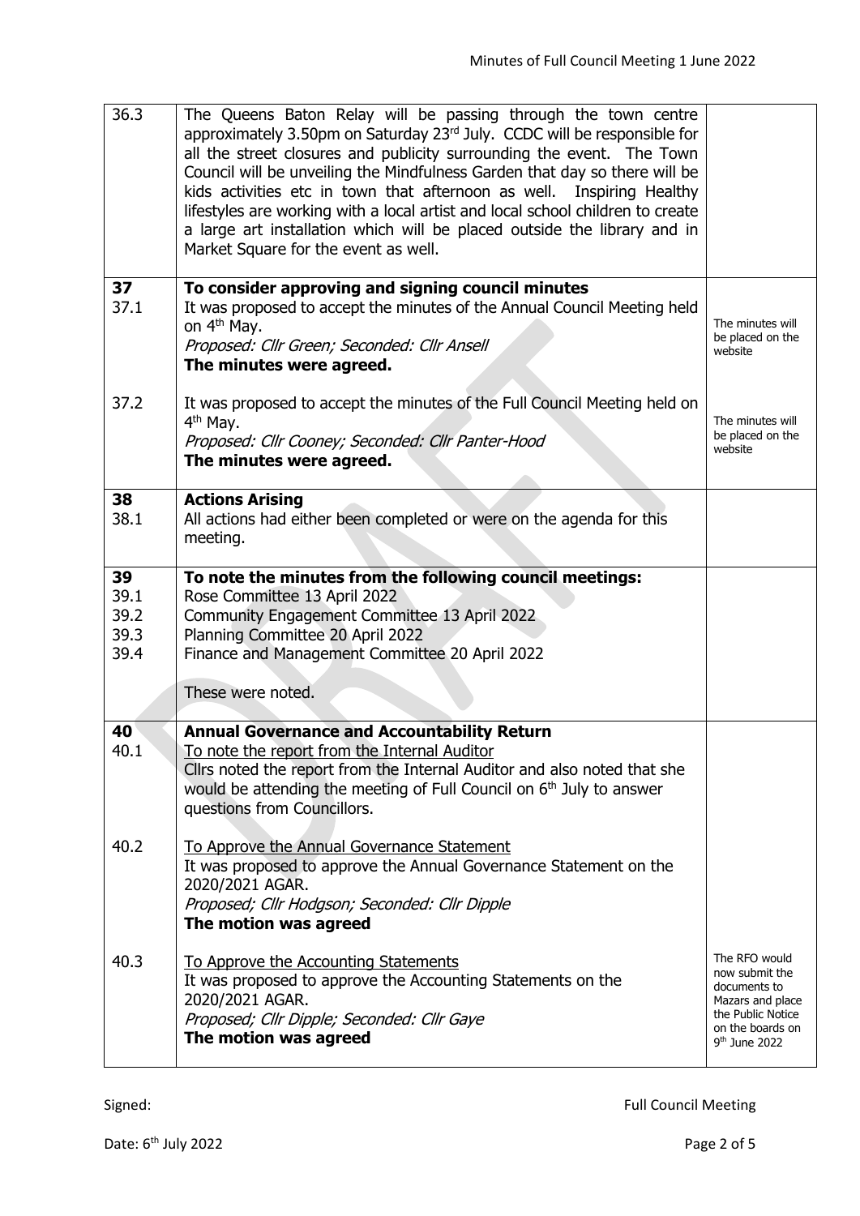| | | |
|---|---|---|
| 36.3 | The Queens Baton Relay will be passing through the town centre approximately 3.50pm on Saturday 23rd July. CCDC will be responsible for all the street closures and publicity surrounding the event. The Town Council will be unveiling the Mindfulness Garden that day so there will be kids activities etc in town that afternoon as well. Inspiring Healthy lifestyles are working with a local artist and local school children to create a large art installation which will be placed outside the library and in Market Square for the event as well. | |
| **37**<br>37.1 | **To consider approving and signing council minutes**<br>It was proposed to accept the minutes of the Annual Council Meeting held on 4th May.<br>*Proposed: Cllr Green; Seconded: Cllr Ansell*<br>**The minutes were agreed.** | The minutes will be placed on the website |
| 37.2 | It was proposed to accept the minutes of the Full Council Meeting held on 4th May.<br>*Proposed: Cllr Cooney; Seconded: Cllr Panter-Hood*<br>**The minutes were agreed.** | The minutes will be placed on the website |
| **38**<br>38.1 | **Actions Arising**<br>All actions had either been completed or were on the agenda for this meeting. | |
| **39**<br>39.1<br>39.2<br>39.3<br>39.4 | **To note the minutes from the following council meetings:**<br>Rose Committee 13 April 2022<br>Community Engagement Committee 13 April 2022<br>Planning Committee 20 April 2022<br>Finance and Management Committee 20 April 2022<br><br>These were noted. | |
| **40**<br>40.1 | **Annual Governance and Accountability Return**<br>To note the report from the Internal Auditor<br>Cllrs noted the report from the Internal Auditor and also noted that she would be attending the meeting of Full Council on 6th July to answer questions from Councillors. | |
| 40.2 | To Approve the Annual Governance Statement<br>It was proposed to approve the Annual Governance Statement on the 2020/2021 AGAR.<br>*Proposed; Cllr Hodgson; Seconded: Cllr Dipple*<br>**The motion was agreed** | |
| 40.3 | To Approve the Accounting Statements<br>It was proposed to approve the Accounting Statements on the 2020/2021 AGAR.<br>*Proposed; Cllr Dipple; Seconded: Cllr Gaye*<br>**The motion was agreed** | The RFO would now submit the documents to Mazars and place the Public Notice on the boards on 9th June 2022 |

Signed: Full Council Meeting

Date: 6th July 2022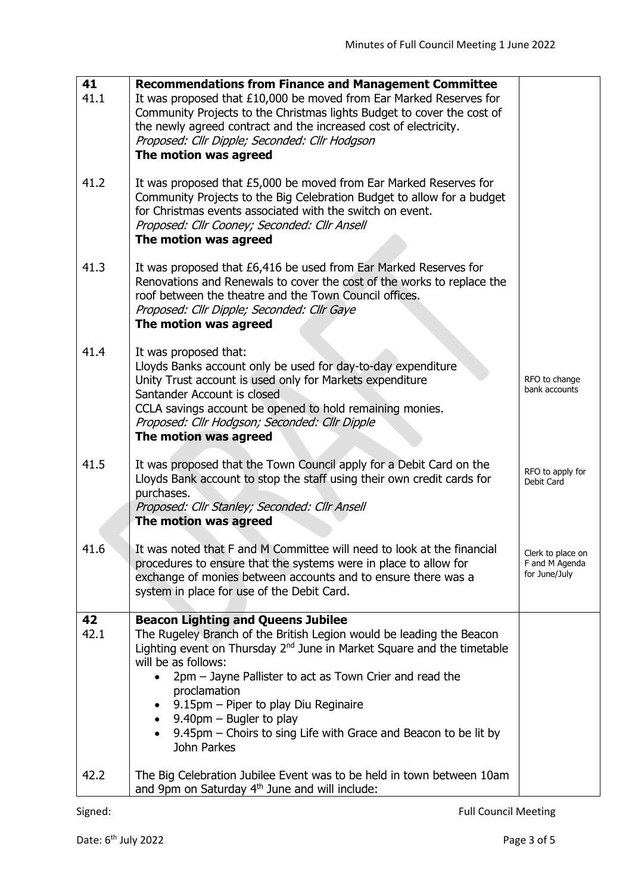| | | |
|---|---|---|
| **41**<br>41.1 | **Recommendations from Finance and Management Committee**<br>It was proposed that £10,000 be moved from Ear Marked Reserves for Community Projects to the Christmas lights Budget to cover the cost of the newly agreed contract and the increased cost of electricity.<br>*Proposed: Cllr Dipple; Seconded: Cllr Hodgson*<br>**The motion was agreed** | |
| 41.2 | It was proposed that £5,000 be moved from Ear Marked Reserves for Community Projects to the Big Celebration Budget to allow for a budget for Christmas events associated with the switch on event.<br>*Proposed: Cllr Cooney; Seconded: Cllr Ansell*<br>**The motion was agreed** | |
| 41.3 | It was proposed that £6,416 be used from Ear Marked Reserves for Renovations and Renewals to cover the cost of the works to replace the roof between the theatre and the Town Council offices.<br>*Proposed: Cllr Dipple; Seconded: Cllr Gaye*<br>**The motion was agreed** | |
| 41.4 | It was proposed that:<br>Lloyds Banks account only be used for day-to-day expenditure<br>Unity Trust account is used only for Markets expenditure<br>Santander Account is closed<br>CCLA savings account be opened to hold remaining monies.<br>*Proposed: Cllr Hodgson; Seconded: Cllr Dipple*<br>**The motion was agreed** | RFO to change bank accounts |
| 41.5 | It was proposed that the Town Council apply for a Debit Card on the Lloyds Bank account to stop the staff using their own credit cards for purchases.<br>*Proposed: Cllr Stanley; Seconded: Cllr Ansell*<br>**The motion was agreed** | RFO to apply for Debit Card |
| 41.6 | It was noted that F and M Committee will need to look at the financial procedures to ensure that the systems were in place to allow for exchange of monies between accounts and to ensure there was a system in place for use of the Debit Card. | Clerk to place on F and M Agenda for June/July |
| **42**<br>42.1 | **Beacon Lighting and Queens Jubilee**<br>The Rugeley Branch of the British Legion would be leading the Beacon Lighting event on Thursday 2nd June in Market Square and the timetable will be as follows:<br>• 2pm – Jayne Pallister to act as Town Crier and read the proclamation<br>• 9.15pm – Piper to play Diu Reginaire<br>• 9.40pm – Bugler to play<br>• 9.45pm – Choirs to sing Life with Grace and Beacon to be lit by John Parkes | |
| 42.2 | The Big Celebration Jubilee Event was to be held in town between 10am and 9pm on Saturday 4th June and will include: | |

Signed: Full Council Meeting

Date: 6th July 2022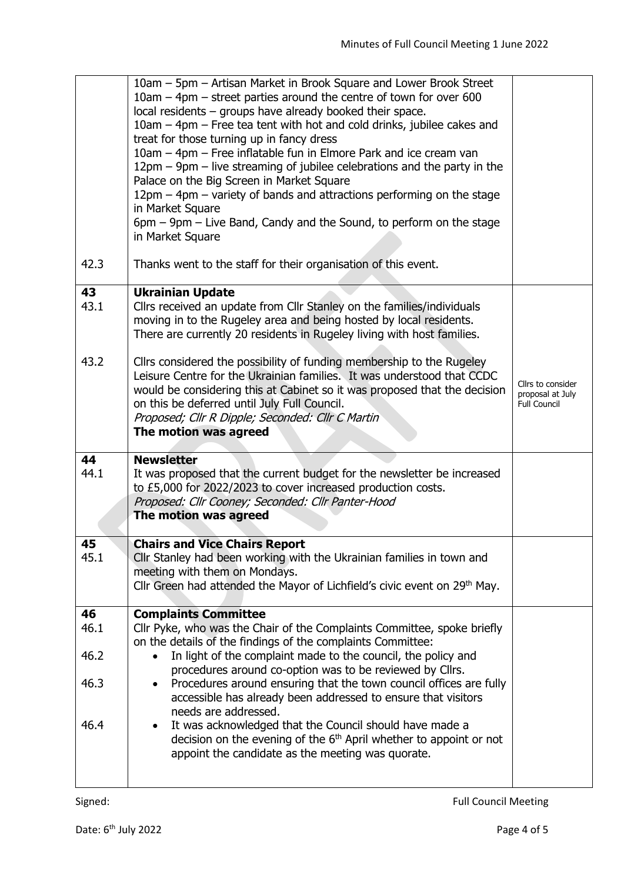| | | |
|---|---|---|
| | 10am – 5pm – Artisan Market in Brook Square and Lower Brook Street<br>10am – 4pm – street parties around the centre of town for over 600 local residents – groups have already booked their space.<br>10am – 4pm – Free tea tent with hot and cold drinks, jubilee cakes and treat for those turning up in fancy dress<br>10am – 4pm – Free inflatable fun in Elmore Park and ice cream van<br>12pm – 9pm – live streaming of jubilee celebrations and the party in the Palace on the Big Screen in Market Square<br>12pm – 4pm – variety of bands and attractions performing on the stage in Market Square<br>6pm – 9pm – Live Band, Candy and the Sound, to perform on the stage in Market Square | |
| 42.3 | Thanks went to the staff for their organisation of this event. | |
| **43**<br>43.1 | **Ukrainian Update**<br>Cllrs received an update from Cllr Stanley on the families/individuals moving in to the Rugeley area and being hosted by local residents. There are currently 20 residents in Rugeley living with host families. | |
| 43.2 | Cllrs considered the possibility of funding membership to the Rugeley Leisure Centre for the Ukrainian families. It was understood that CCDC would be considering this at Cabinet so it was proposed that the decision on this be deferred until July Full Council.<br>*Proposed; Cllr R Dipple; Seconded: Cllr C Martin*<br>**The motion was agreed** | Cllrs to consider proposal at July Full Council |
| **44**<br>44.1 | **Newsletter**<br>It was proposed that the current budget for the newsletter be increased to £5,000 for 2022/2023 to cover increased production costs.<br>*Proposed: Cllr Cooney; Seconded: Cllr Panter-Hood*<br>**The motion was agreed** | |
| **45**<br>45.1 | **Chairs and Vice Chairs Report**<br>Cllr Stanley had been working with the Ukrainian families in town and meeting with them on Mondays.<br>Cllr Green had attended the Mayor of Lichfield's civic event on 29th May. | |
| **46**<br>46.1 | **Complaints Committee**<br>Cllr Pyke, who was the Chair of the Complaints Committee, spoke briefly on the details of the findings of the complaints Committee: | |
| 46.2 | • In light of the complaint made to the council, the policy and procedures around co-option was to be reviewed by Cllrs. | |
| 46.3 | • Procedures around ensuring that the town council offices are fully accessible has already been addressed to ensure that visitors needs are addressed. | |
| 46.4 | • It was acknowledged that the Council should have made a decision on the evening of the 6th April whether to appoint or not appoint the candidate as the meeting was quorate. | |

Signed: Full Council Meeting

Date: 6th July 2022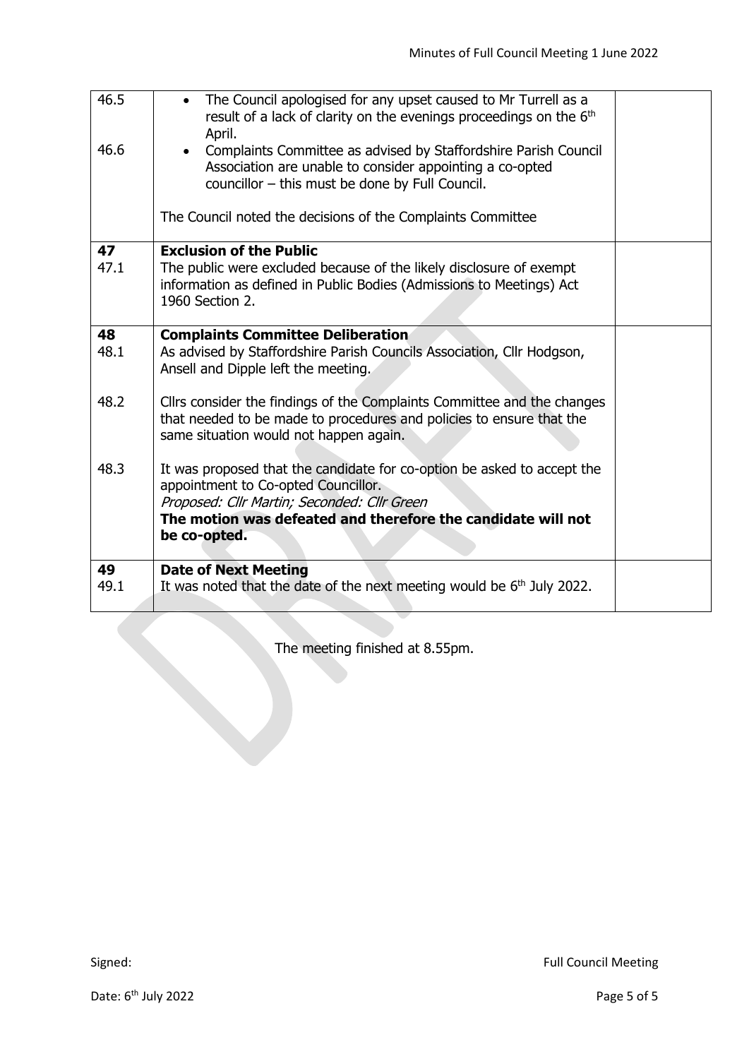| | | |
|---|---|---|
| 46.5<br><br>46.6 | • The Council apologised for any upset caused to Mr Turrell as a result of a lack of clarity on the evenings proceedings on the 6th April.<br>• Complaints Committee as advised by Staffordshire Parish Council Association are unable to consider appointing a co-opted councillor – this must be done by Full Council.<br><br>The Council noted the decisions of the Complaints Committee | |
| **47**<br>47.1 | **Exclusion of the Public**<br>The public were excluded because of the likely disclosure of exempt information as defined in Public Bodies (Admissions to Meetings) Act 1960 Section 2. | |
| **48**<br>48.1<br><br>48.2<br><br>48.3 | **Complaints Committee Deliberation**<br>As advised by Staffordshire Parish Councils Association, Cllr Hodgson, Ansell and Dipple left the meeting.<br><br>Cllrs consider the findings of the Complaints Committee and the changes that needed to be made to procedures and policies to ensure that the same situation would not happen again.<br><br>It was proposed that the candidate for co-option be asked to accept the appointment to Co-opted Councillor.<br>*Proposed: Cllr Martin; Seconded: Cllr Green*<br>**The motion was defeated and therefore the candidate will not be co-opted.** | |
| **49**<br>49.1 | **Date of Next Meeting**<br>It was noted that the date of the next meeting would be 6th July 2022. | |

The meeting finished at 8.55pm.

Signed: Full Council Meeting

Date: 6th July 2022